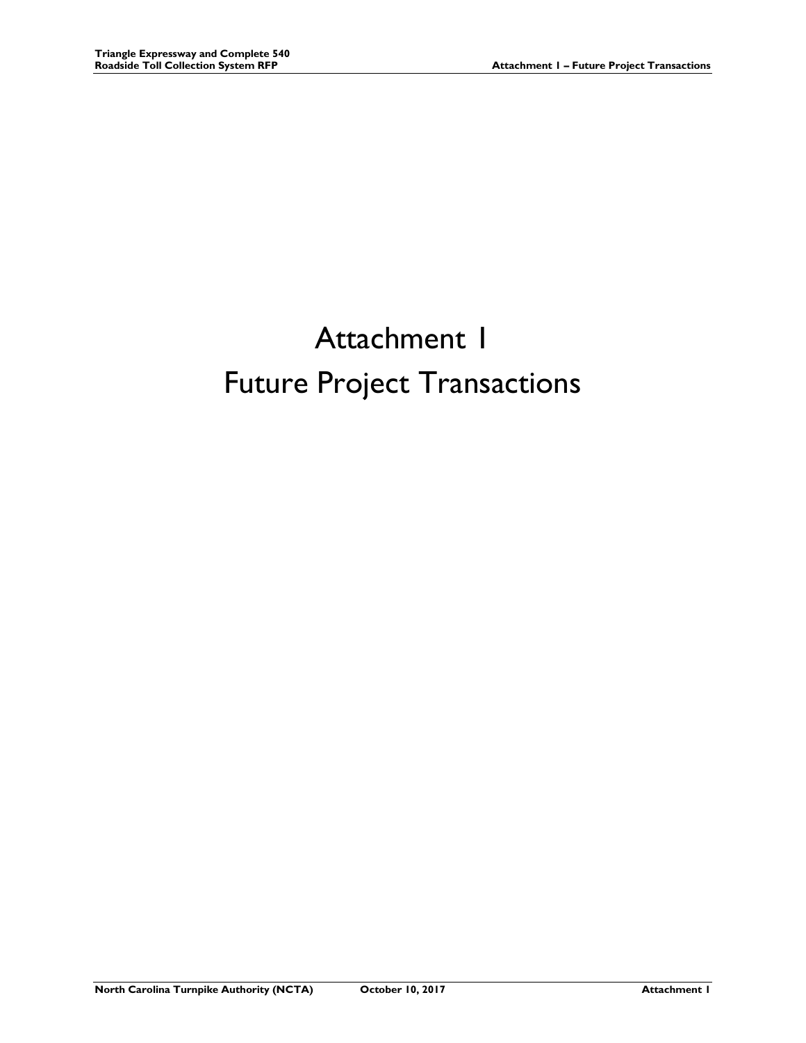# Attachment 1
# Future Project Transactions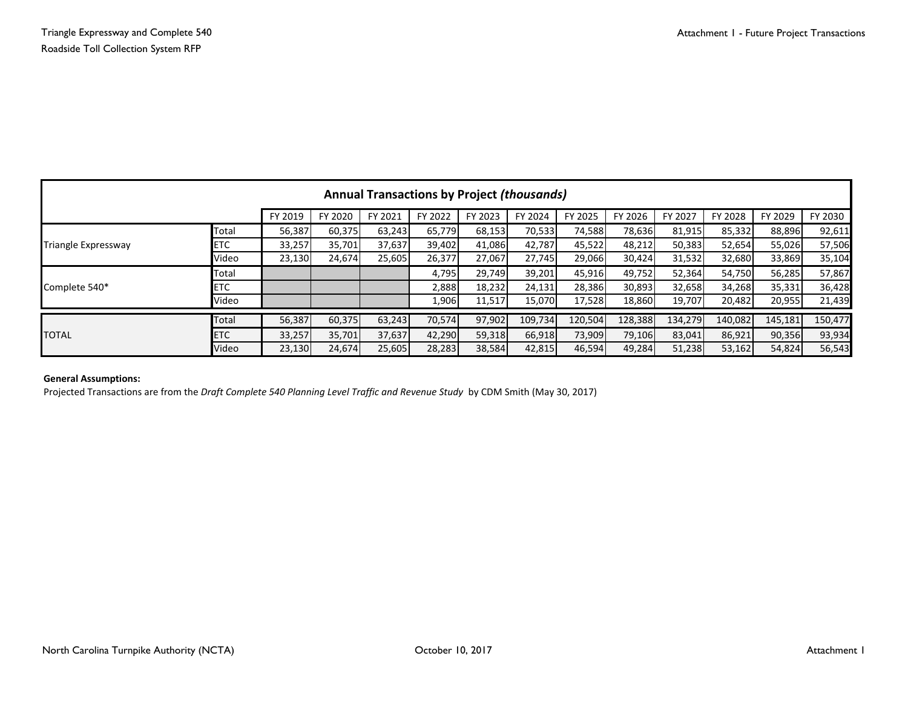| Annual Transactions by Project *(thousands)* | | | | | | | | | | | | | |
|---|---|---|---|---|---|---|---|---|---|---|---|---|---|
| | | FY 2019 | FY 2020 | FY 2021 | FY 2022 | FY 2023 | FY 2024 | FY 2025 | FY 2026 | FY 2027 | FY 2028 | FY 2029 | FY 2030 |
| Triangle Expressway | Total | 56,387 | 60,375 | 63,243 | 65,779 | 68,153 | 70,533 | 74,588 | 78,636 | 81,915 | 85,332 | 88,896 | 92,611 |
| | ETC | 33,257 | 35,701 | 37,637 | 39,402 | 41,086 | 42,787 | 45,522 | 48,212 | 50,383 | 52,654 | 55,026 | 57,506 |
| | Video | 23,130 | 24,674 | 25,605 | 26,377 | 27,067 | 27,745 | 29,066 | 30,424 | 31,532 | 32,680 | 33,869 | 35,104 |
| Complete 540* | Total | | | | 4,795 | 29,749 | 39,201 | 45,916 | 49,752 | 52,364 | 54,750 | 56,285 | 57,867 |
| | ETC | | | | 2,888 | 18,232 | 24,131 | 28,386 | 30,893 | 32,658 | 34,268 | 35,331 | 36,428 |
| | Video | | | | 1,906 | 11,517 | 15,070 | 17,528 | 18,860 | 19,707 | 20,482 | 20,955 | 21,439 |
| TOTAL | Total | 56,387 | 60,375 | 63,243 | 70,574 | 97,902 | 109,734 | 120,504 | 128,388 | 134,279 | 140,082 | 145,181 | 150,477 |
| | ETC | 33,257 | 35,701 | 37,637 | 42,290 | 59,318 | 66,918 | 73,909 | 79,106 | 83,041 | 86,921 | 90,356 | 93,934 |
| | Video | 23,130 | 24,674 | 25,605 | 28,283 | 38,584 | 42,815 | 46,594 | 49,284 | 51,238 | 53,162 | 54,824 | 56,543 |

**General Assumptions:**

Projected Transactions are from the *Draft Complete 540 Planning Level Traffic and Revenue Study* by CDM Smith (May 30, 2017)